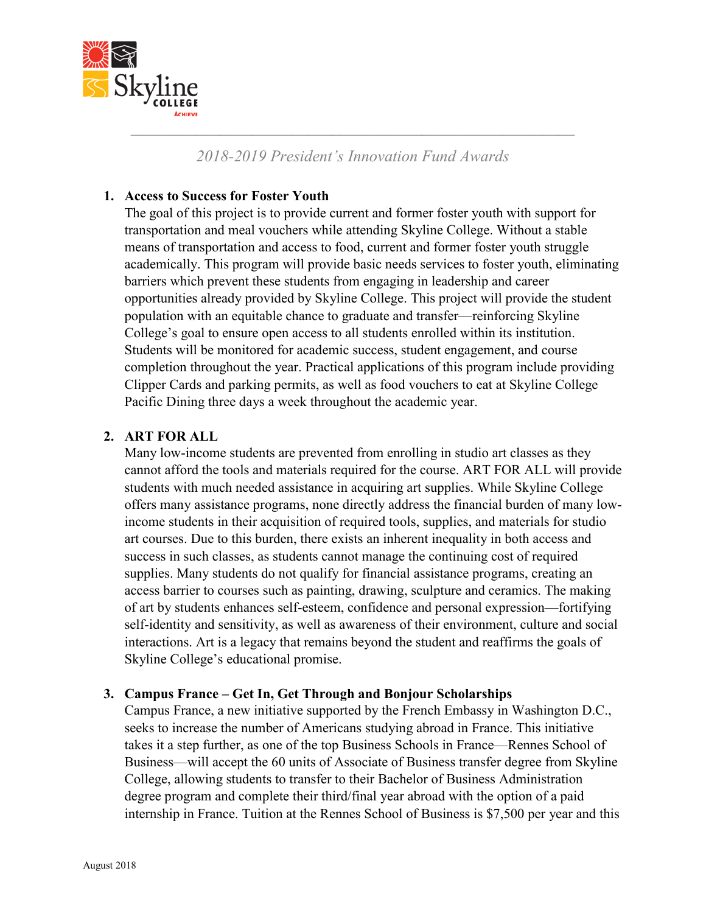*2018-2019 President's Innovation Fund Awards*

1. **Access to Success for Foster Youth**
   The goal of this project is to provide current and former foster youth with support for transportation and meal vouchers while attending Skyline College. Without a stable means of transportation and access to food, current and former foster youth struggle academically. This program will provide basic needs services to foster youth, eliminating barriers which prevent these students from engaging in leadership and career opportunities already provided by Skyline College. This project will provide the student population with an equitable chance to graduate and transfer—reinforcing Skyline College's goal to ensure open access to all students enrolled within its institution. Students will be monitored for academic success, student engagement, and course completion throughout the year. Practical applications of this program include providing Clipper Cards and parking permits, as well as food vouchers to eat at Skyline College Pacific Dining three days a week throughout the academic year.

2. **ART FOR ALL**
   Many low-income students are prevented from enrolling in studio art classes as they cannot afford the tools and materials required for the course. ART FOR ALL will provide students with much needed assistance in acquiring art supplies. While Skyline College offers many assistance programs, none directly address the financial burden of many low-income students in their acquisition of required tools, supplies, and materials for studio art courses. Due to this burden, there exists an inherent inequality in both access and success in such classes, as students cannot manage the continuing cost of required supplies. Many students do not qualify for financial assistance programs, creating an access barrier to courses such as painting, drawing, sculpture and ceramics. The making of art by students enhances self-esteem, confidence and personal expression—fortifying self-identity and sensitivity, as well as awareness of their environment, culture and social interactions. Art is a legacy that remains beyond the student and reaffirms the goals of Skyline College's educational promise.

3. **Campus France – Get In, Get Through and Bonjour Scholarships**
   Campus France, a new initiative supported by the French Embassy in Washington D.C., seeks to increase the number of Americans studying abroad in France. This initiative takes it a step further, as one of the top Business Schools in France—Rennes School of Business—will accept the 60 units of Associate of Business transfer degree from Skyline College, allowing students to transfer to their Bachelor of Business Administration degree program and complete their third/final year abroad with the option of a paid internship in France. Tuition at the Rennes School of Business is $7,500 per year and this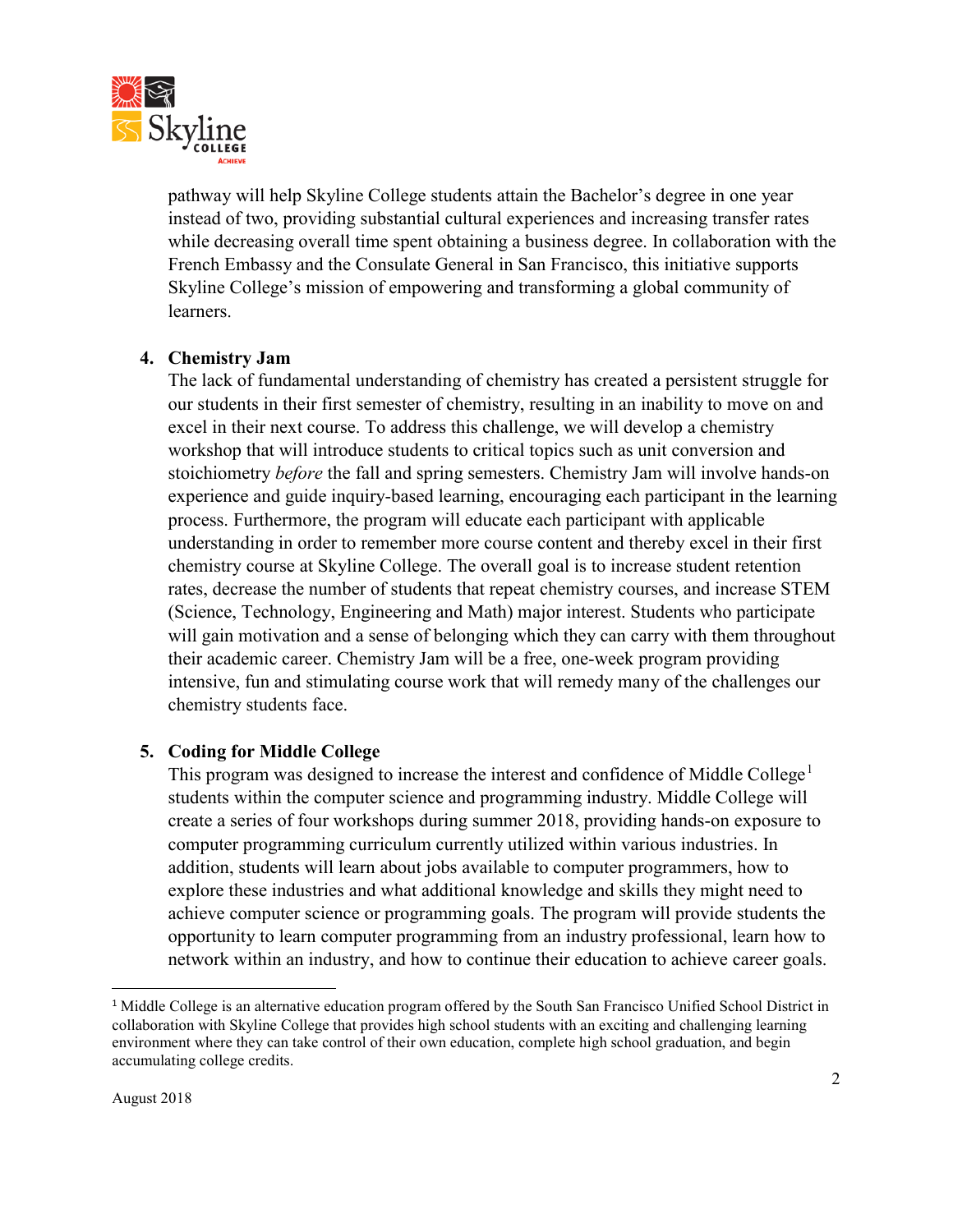pathway will help Skyline College students attain the Bachelor's degree in one year instead of two, providing substantial cultural experiences and increasing transfer rates while decreasing overall time spent obtaining a business degree. In collaboration with the French Embassy and the Consulate General in San Francisco, this initiative supports Skyline College's mission of empowering and transforming a global community of learners.

4. **Chemistry Jam**
   The lack of fundamental understanding of chemistry has created a persistent struggle for our students in their first semester of chemistry, resulting in an inability to move on and excel in their next course. To address this challenge, we will develop a chemistry workshop that will introduce students to critical topics such as unit conversion and stoichiometry *before* the fall and spring semesters. Chemistry Jam will involve hands-on experience and guide inquiry-based learning, encouraging each participant in the learning process. Furthermore, the program will educate each participant with applicable understanding in order to remember more course content and thereby excel in their first chemistry course at Skyline College. The overall goal is to increase student retention rates, decrease the number of students that repeat chemistry courses, and increase STEM (Science, Technology, Engineering and Math) major interest. Students who participate will gain motivation and a sense of belonging which they can carry with them throughout their academic career. Chemistry Jam will be a free, one-week program providing intensive, fun and stimulating course work that will remedy many of the challenges our chemistry students face.

5. **Coding for Middle College**
   This program was designed to increase the interest and confidence of Middle College[1] students within the computer science and programming industry. Middle College will create a series of four workshops during summer 2018, providing hands-on exposure to computer programming curriculum currently utilized within various industries. In addition, students will learn about jobs available to computer programmers, how to explore these industries and what additional knowledge and skills they might need to achieve computer science or programming goals. The program will provide students the opportunity to learn computer programming from an industry professional, learn how to network within an industry, and how to continue their education to achieve career goals.

---

[1] Middle College is an alternative education program offered by the South San Francisco Unified School District in collaboration with Skyline College that provides high school students with an exciting and challenging learning environment where they can take control of their own education, complete high school graduation, and begin accumulating college credits.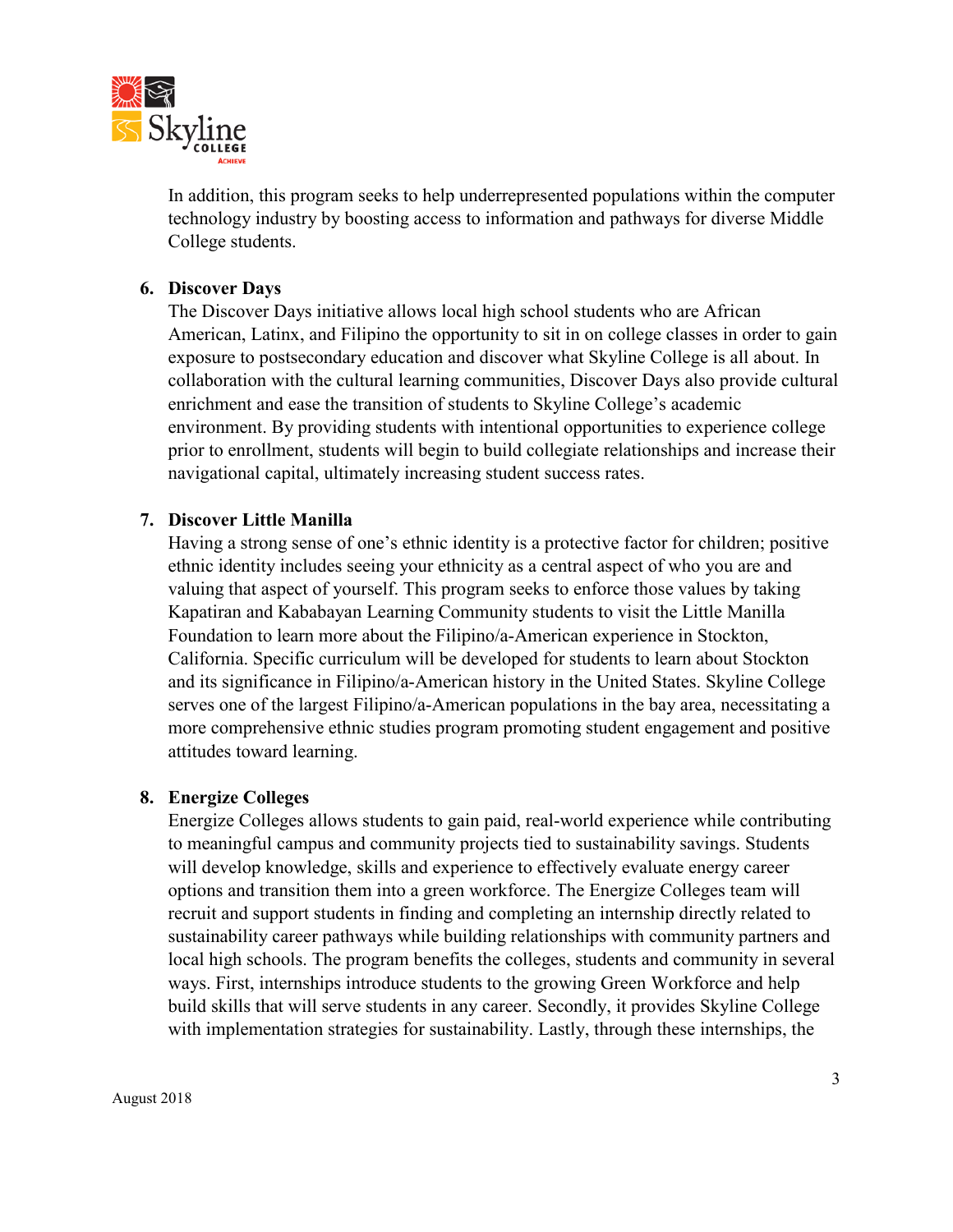In addition, this program seeks to help underrepresented populations within the computer technology industry by boosting access to information and pathways for diverse Middle College students.

6. **Discover Days**

   The Discover Days initiative allows local high school students who are African American, Latinx, and Filipino the opportunity to sit in on college classes in order to gain exposure to postsecondary education and discover what Skyline College is all about. In collaboration with the cultural learning communities, Discover Days also provide cultural enrichment and ease the transition of students to Skyline College's academic environment. By providing students with intentional opportunities to experience college prior to enrollment, students will begin to build collegiate relationships and increase their navigational capital, ultimately increasing student success rates.

7. **Discover Little Manilla**

   Having a strong sense of one's ethnic identity is a protective factor for children; positive ethnic identity includes seeing your ethnicity as a central aspect of who you are and valuing that aspect of yourself. This program seeks to enforce those values by taking Kapatiran and Kababayan Learning Community students to visit the Little Manilla Foundation to learn more about the Filipino/a-American experience in Stockton, California. Specific curriculum will be developed for students to learn about Stockton and its significance in Filipino/a-American history in the United States. Skyline College serves one of the largest Filipino/a-American populations in the bay area, necessitating a more comprehensive ethnic studies program promoting student engagement and positive attitudes toward learning.

8. **Energize Colleges**

   Energize Colleges allows students to gain paid, real-world experience while contributing to meaningful campus and community projects tied to sustainability savings. Students will develop knowledge, skills and experience to effectively evaluate energy career options and transition them into a green workforce. The Energize Colleges team will recruit and support students in finding and completing an internship directly related to sustainability career pathways while building relationships with community partners and local high schools. The program benefits the colleges, students and community in several ways. First, internships introduce students to the growing Green Workforce and help build skills that will serve students in any career. Secondly, it provides Skyline College with implementation strategies for sustainability. Lastly, through these internships, the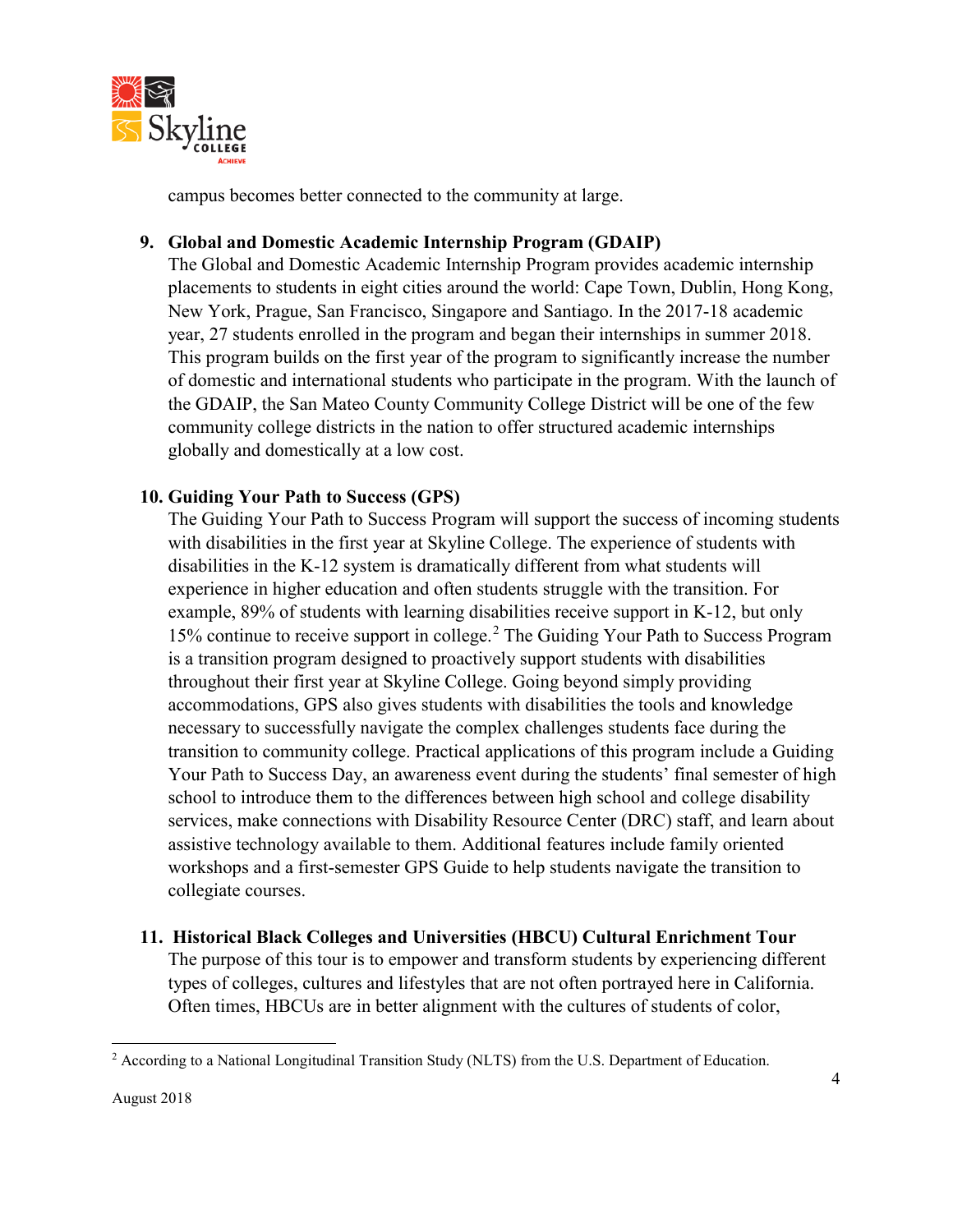campus becomes better connected to the community at large.

9. **Global and Domestic Academic Internship Program (GDAIP)**
   The Global and Domestic Academic Internship Program provides academic internship placements to students in eight cities around the world: Cape Town, Dublin, Hong Kong, New York, Prague, San Francisco, Singapore and Santiago. In the 2017-18 academic year, 27 students enrolled in the program and began their internships in summer 2018. This program builds on the first year of the program to significantly increase the number of domestic and international students who participate in the program. With the launch of the GDAIP, the San Mateo County Community College District will be one of the few community college districts in the nation to offer structured academic internships globally and domestically at a low cost.

10. **Guiding Your Path to Success (GPS)**
    The Guiding Your Path to Success Program will support the success of incoming students with disabilities in the first year at Skyline College. The experience of students with disabilities in the K-12 system is dramatically different from what students will experience in higher education and often students struggle with the transition. For example, 89% of students with learning disabilities receive support in K-12, but only 15% continue to receive support in college.[2] The Guiding Your Path to Success Program is a transition program designed to proactively support students with disabilities throughout their first year at Skyline College. Going beyond simply providing accommodations, GPS also gives students with disabilities the tools and knowledge necessary to successfully navigate the complex challenges students face during the transition to community college. Practical applications of this program include a Guiding Your Path to Success Day, an awareness event during the students' final semester of high school to introduce them to the differences between high school and college disability services, make connections with Disability Resource Center (DRC) staff, and learn about assistive technology available to them. Additional features include family oriented workshops and a first-semester GPS Guide to help students navigate the transition to collegiate courses.

11. **Historical Black Colleges and Universities (HBCU) Cultural Enrichment Tour**
    The purpose of this tour is to empower and transform students by experiencing different types of colleges, cultures and lifestyles that are not often portrayed here in California. Often times, HBCUs are in better alignment with the cultures of students of color,

[2] According to a National Longitudinal Transition Study (NLTS) from the U.S. Department of Education.

August 2018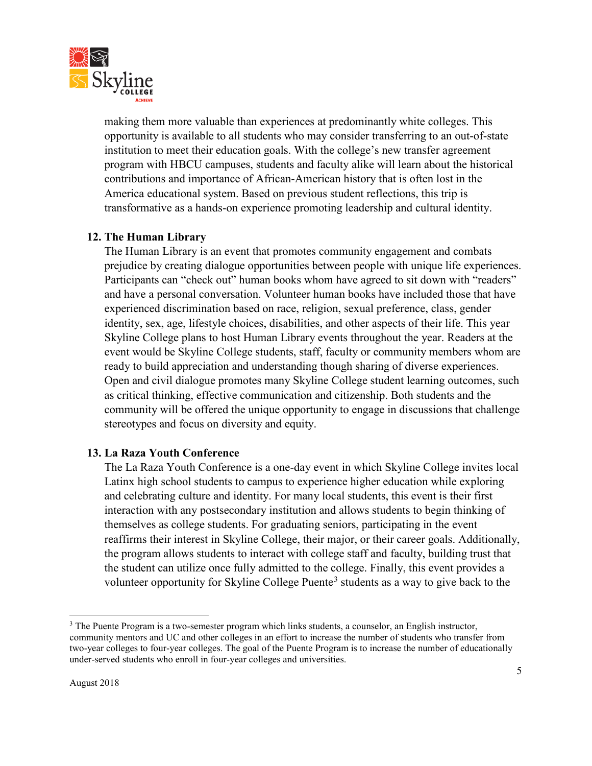making them more valuable than experiences at predominantly white colleges. This opportunity is available to all students who may consider transferring to an out-of-state institution to meet their education goals. With the college's new transfer agreement program with HBCU campuses, students and faculty alike will learn about the historical contributions and importance of African-American history that is often lost in the America educational system. Based on previous student reflections, this trip is transformative as a hands-on experience promoting leadership and cultural identity.

**12. The Human Library**

The Human Library is an event that promotes community engagement and combats prejudice by creating dialogue opportunities between people with unique life experiences. Participants can "check out" human books whom have agreed to sit down with "readers" and have a personal conversation. Volunteer human books have included those that have experienced discrimination based on race, religion, sexual preference, class, gender identity, sex, age, lifestyle choices, disabilities, and other aspects of their life. This year Skyline College plans to host Human Library events throughout the year. Readers at the event would be Skyline College students, staff, faculty or community members whom are ready to build appreciation and understanding though sharing of diverse experiences. Open and civil dialogue promotes many Skyline College student learning outcomes, such as critical thinking, effective communication and citizenship. Both students and the community will be offered the unique opportunity to engage in discussions that challenge stereotypes and focus on diversity and equity.

**13. La Raza Youth Conference**

The La Raza Youth Conference is a one-day event in which Skyline College invites local Latinx high school students to campus to experience higher education while exploring and celebrating culture and identity. For many local students, this event is their first interaction with any postsecondary institution and allows students to begin thinking of themselves as college students. For graduating seniors, participating in the event reaffirms their interest in Skyline College, their major, or their career goals. Additionally, the program allows students to interact with college staff and faculty, building trust that the student can utilize once fully admitted to the college. Finally, this event provides a volunteer opportunity for Skyline College Puente[3] students as a way to give back to the

[3] The Puente Program is a two-semester program which links students, a counselor, an English instructor, community mentors and UC and other colleges in an effort to increase the number of students who transfer from two-year colleges to four-year colleges. The goal of the Puente Program is to increase the number of educationally under-served students who enroll in four-year colleges and universities.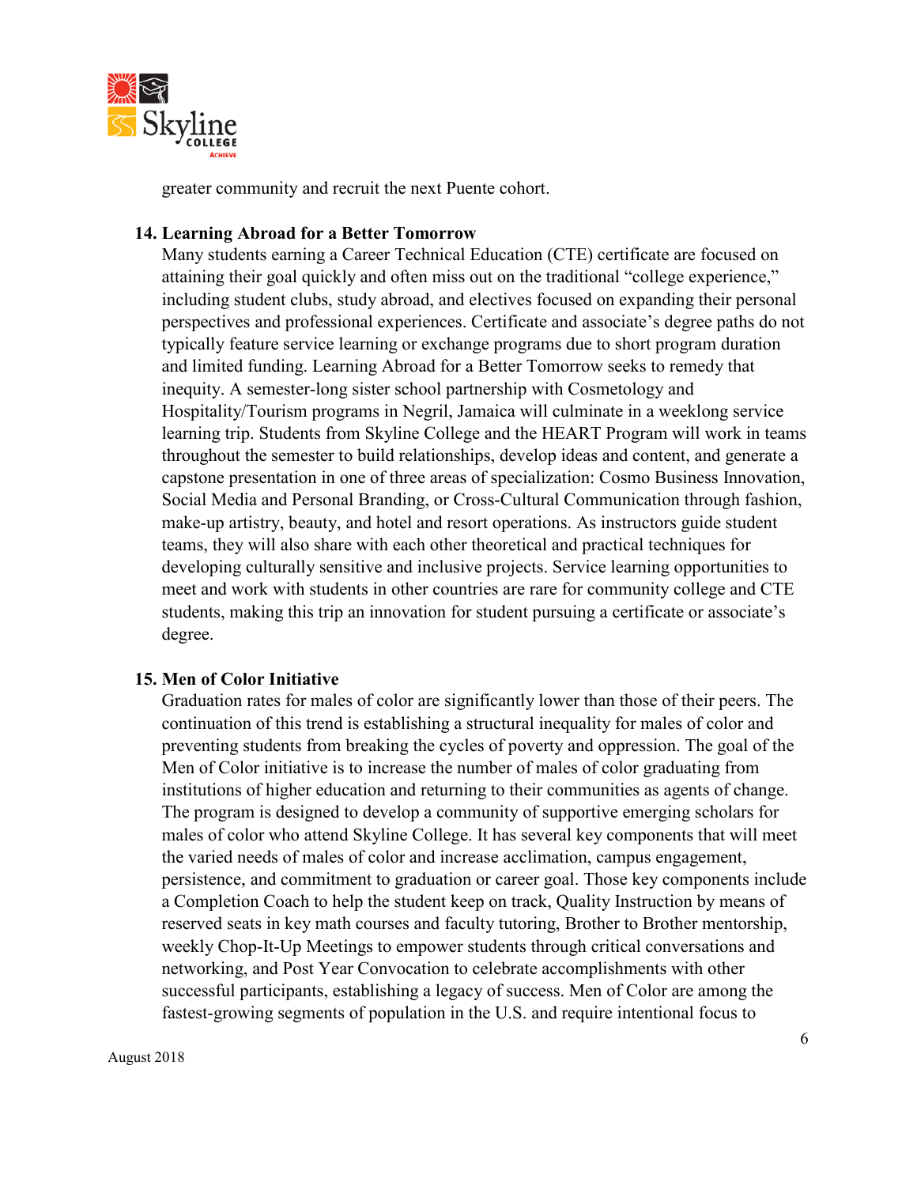greater community and recruit the next Puente cohort.

14. **Learning Abroad for a Better Tomorrow**

    Many students earning a Career Technical Education (CTE) certificate are focused on attaining their goal quickly and often miss out on the traditional "college experience," including student clubs, study abroad, and electives focused on expanding their personal perspectives and professional experiences. Certificate and associate's degree paths do not typically feature service learning or exchange programs due to short program duration and limited funding. Learning Abroad for a Better Tomorrow seeks to remedy that inequity. A semester-long sister school partnership with Cosmetology and Hospitality/Tourism programs in Negril, Jamaica will culminate in a weeklong service learning trip. Students from Skyline College and the HEART Program will work in teams throughout the semester to build relationships, develop ideas and content, and generate a capstone presentation in one of three areas of specialization: Cosmo Business Innovation, Social Media and Personal Branding, or Cross-Cultural Communication through fashion, make-up artistry, beauty, and hotel and resort operations. As instructors guide student teams, they will also share with each other theoretical and practical techniques for developing culturally sensitive and inclusive projects. Service learning opportunities to meet and work with students in other countries are rare for community college and CTE students, making this trip an innovation for student pursuing a certificate or associate's degree.

15. **Men of Color Initiative**

    Graduation rates for males of color are significantly lower than those of their peers. The continuation of this trend is establishing a structural inequality for males of color and preventing students from breaking the cycles of poverty and oppression. The goal of the Men of Color initiative is to increase the number of males of color graduating from institutions of higher education and returning to their communities as agents of change. The program is designed to develop a community of supportive emerging scholars for males of color who attend Skyline College. It has several key components that will meet the varied needs of males of color and increase acclimation, campus engagement, persistence, and commitment to graduation or career goal. Those key components include a Completion Coach to help the student keep on track, Quality Instruction by means of reserved seats in key math courses and faculty tutoring, Brother to Brother mentorship, weekly Chop-It-Up Meetings to empower students through critical conversations and networking, and Post Year Convocation to celebrate accomplishments with other successful participants, establishing a legacy of success. Men of Color are among the fastest-growing segments of population in the U.S. and require intentional focus to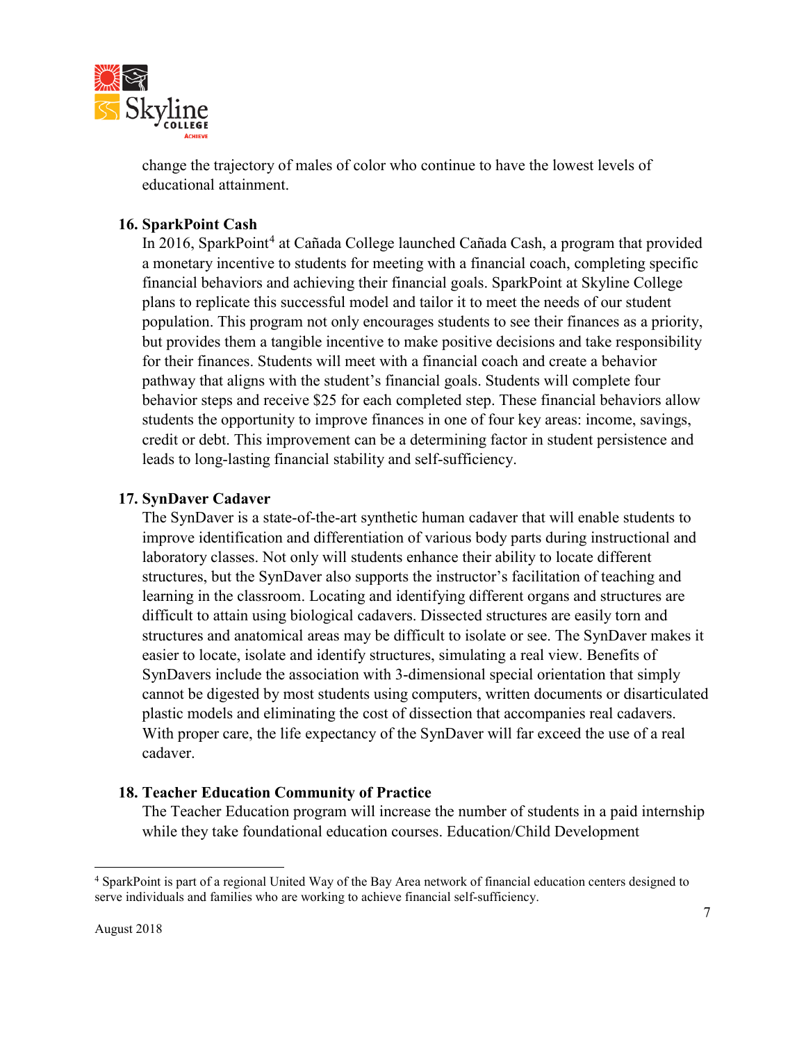change the trajectory of males of color who continue to have the lowest levels of educational attainment.

**16. SparkPoint Cash**

In 2016, SparkPoint[4] at Cañada College launched Cañada Cash, a program that provided a monetary incentive to students for meeting with a financial coach, completing specific financial behaviors and achieving their financial goals. SparkPoint at Skyline College plans to replicate this successful model and tailor it to meet the needs of our student population. This program not only encourages students to see their finances as a priority, but provides them a tangible incentive to make positive decisions and take responsibility for their finances. Students will meet with a financial coach and create a behavior pathway that aligns with the student's financial goals. Students will complete four behavior steps and receive $25 for each completed step. These financial behaviors allow students the opportunity to improve finances in one of four key areas: income, savings, credit or debt. This improvement can be a determining factor in student persistence and leads to long-lasting financial stability and self-sufficiency.

**17. SynDaver Cadaver**

The SynDaver is a state-of-the-art synthetic human cadaver that will enable students to improve identification and differentiation of various body parts during instructional and laboratory classes. Not only will students enhance their ability to locate different structures, but the SynDaver also supports the instructor's facilitation of teaching and learning in the classroom. Locating and identifying different organs and structures are difficult to attain using biological cadavers. Dissected structures are easily torn and structures and anatomical areas may be difficult to isolate or see. The SynDaver makes it easier to locate, isolate and identify structures, simulating a real view. Benefits of SynDavers include the association with 3-dimensional special orientation that simply cannot be digested by most students using computers, written documents or disarticulated plastic models and eliminating the cost of dissection that accompanies real cadavers. With proper care, the life expectancy of the SynDaver will far exceed the use of a real cadaver.

**18. Teacher Education Community of Practice**

The Teacher Education program will increase the number of students in a paid internship while they take foundational education courses. Education/Child Development

---

[4] SparkPoint is part of a regional United Way of the Bay Area network of financial education centers designed to serve individuals and families who are working to achieve financial self-sufficiency.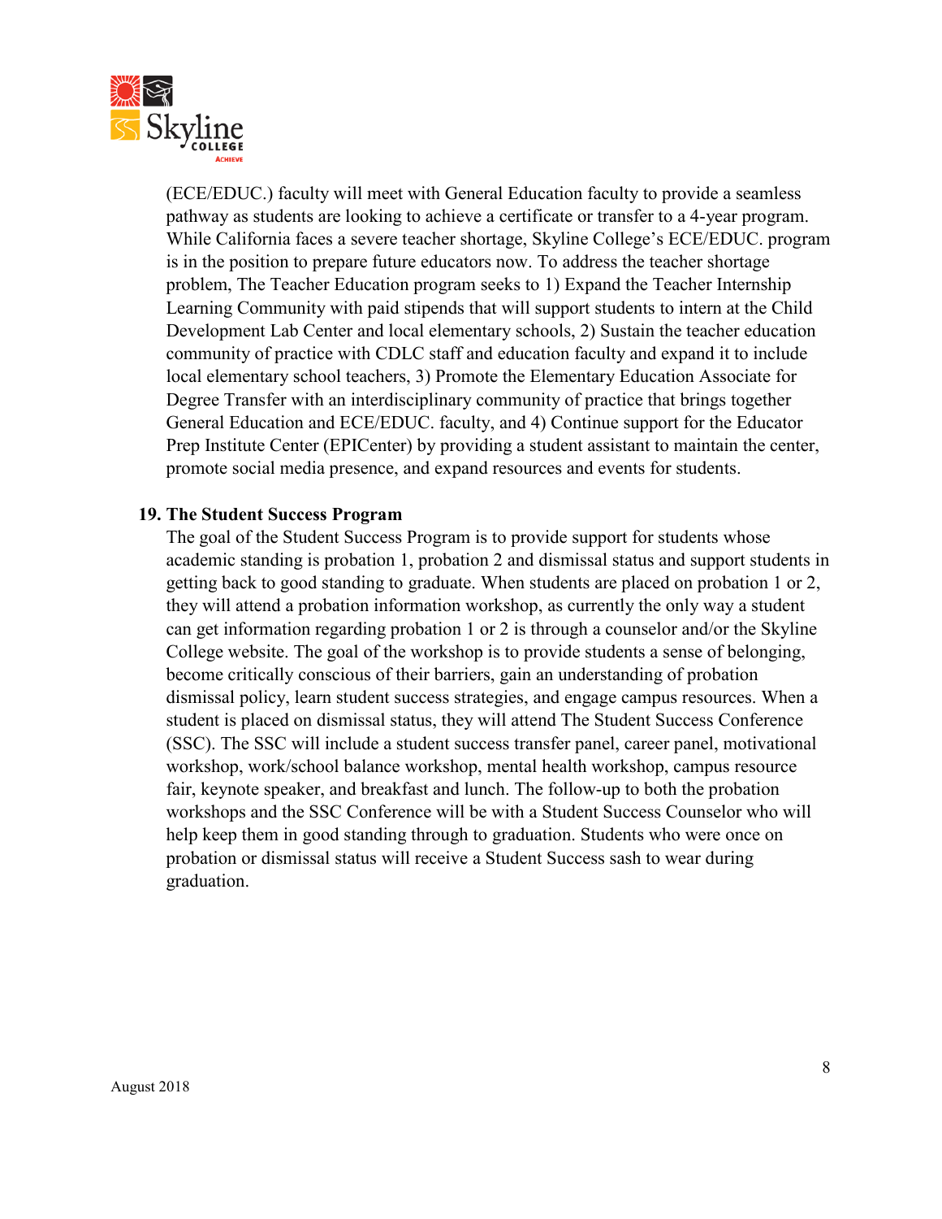(ECE/EDUC.) faculty will meet with General Education faculty to provide a seamless pathway as students are looking to achieve a certificate or transfer to a 4-year program. While California faces a severe teacher shortage, Skyline College's ECE/EDUC. program is in the position to prepare future educators now. To address the teacher shortage problem, The Teacher Education program seeks to 1) Expand the Teacher Internship Learning Community with paid stipends that will support students to intern at the Child Development Lab Center and local elementary schools, 2) Sustain the teacher education community of practice with CDLC staff and education faculty and expand it to include local elementary school teachers, 3) Promote the Elementary Education Associate for Degree Transfer with an interdisciplinary community of practice that brings together General Education and ECE/EDUC. faculty, and 4) Continue support for the Educator Prep Institute Center (EPICenter) by providing a student assistant to maintain the center, promote social media presence, and expand resources and events for students.

**19. The Student Success Program**

The goal of the Student Success Program is to provide support for students whose academic standing is probation 1, probation 2 and dismissal status and support students in getting back to good standing to graduate. When students are placed on probation 1 or 2, they will attend a probation information workshop, as currently the only way a student can get information regarding probation 1 or 2 is through a counselor and/or the Skyline College website. The goal of the workshop is to provide students a sense of belonging, become critically conscious of their barriers, gain an understanding of probation dismissal policy, learn student success strategies, and engage campus resources. When a student is placed on dismissal status, they will attend The Student Success Conference (SSC). The SSC will include a student success transfer panel, career panel, motivational workshop, work/school balance workshop, mental health workshop, campus resource fair, keynote speaker, and breakfast and lunch. The follow-up to both the probation workshops and the SSC Conference will be with a Student Success Counselor who will help keep them in good standing through to graduation. Students who were once on probation or dismissal status will receive a Student Success sash to wear during graduation.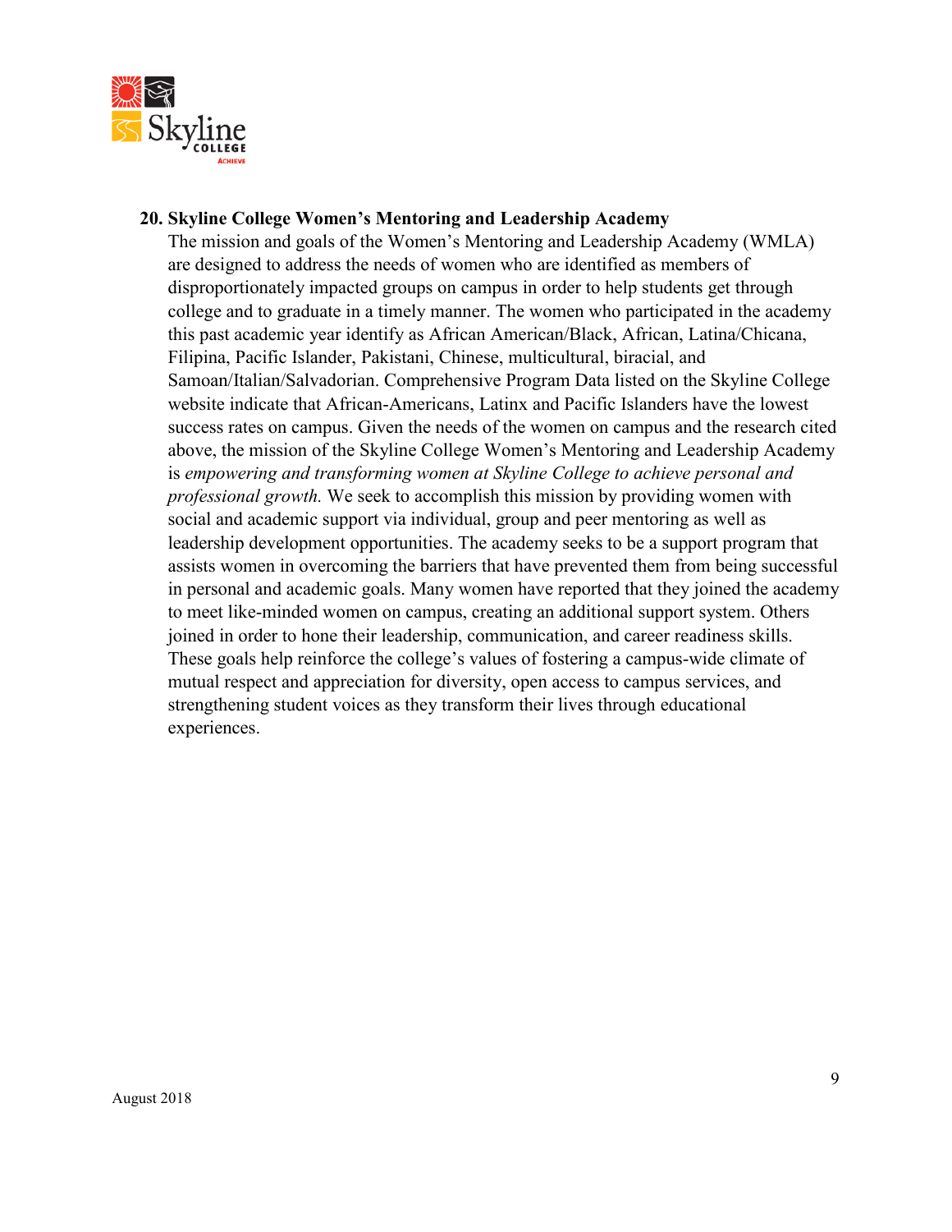**20. Skyline College Women's Mentoring and Leadership Academy**

The mission and goals of the Women's Mentoring and Leadership Academy (WMLA) are designed to address the needs of women who are identified as members of disproportionately impacted groups on campus in order to help students get through college and to graduate in a timely manner. The women who participated in the academy this past academic year identify as African American/Black, African, Latina/Chicana, Filipina, Pacific Islander, Pakistani, Chinese, multicultural, biracial, and Samoan/Italian/Salvadorian. Comprehensive Program Data listed on the Skyline College website indicate that African-Americans, Latinx and Pacific Islanders have the lowest success rates on campus. Given the needs of the women on campus and the research cited above, the mission of the Skyline College Women's Mentoring and Leadership Academy is *empowering and transforming women at Skyline College to achieve personal and professional growth.* We seek to accomplish this mission by providing women with social and academic support via individual, group and peer mentoring as well as leadership development opportunities. The academy seeks to be a support program that assists women in overcoming the barriers that have prevented them from being successful in personal and academic goals. Many women have reported that they joined the academy to meet like-minded women on campus, creating an additional support system. Others joined in order to hone their leadership, communication, and career readiness skills. These goals help reinforce the college's values of fostering a campus-wide climate of mutual respect and appreciation for diversity, open access to campus services, and strengthening student voices as they transform their lives through educational experiences.